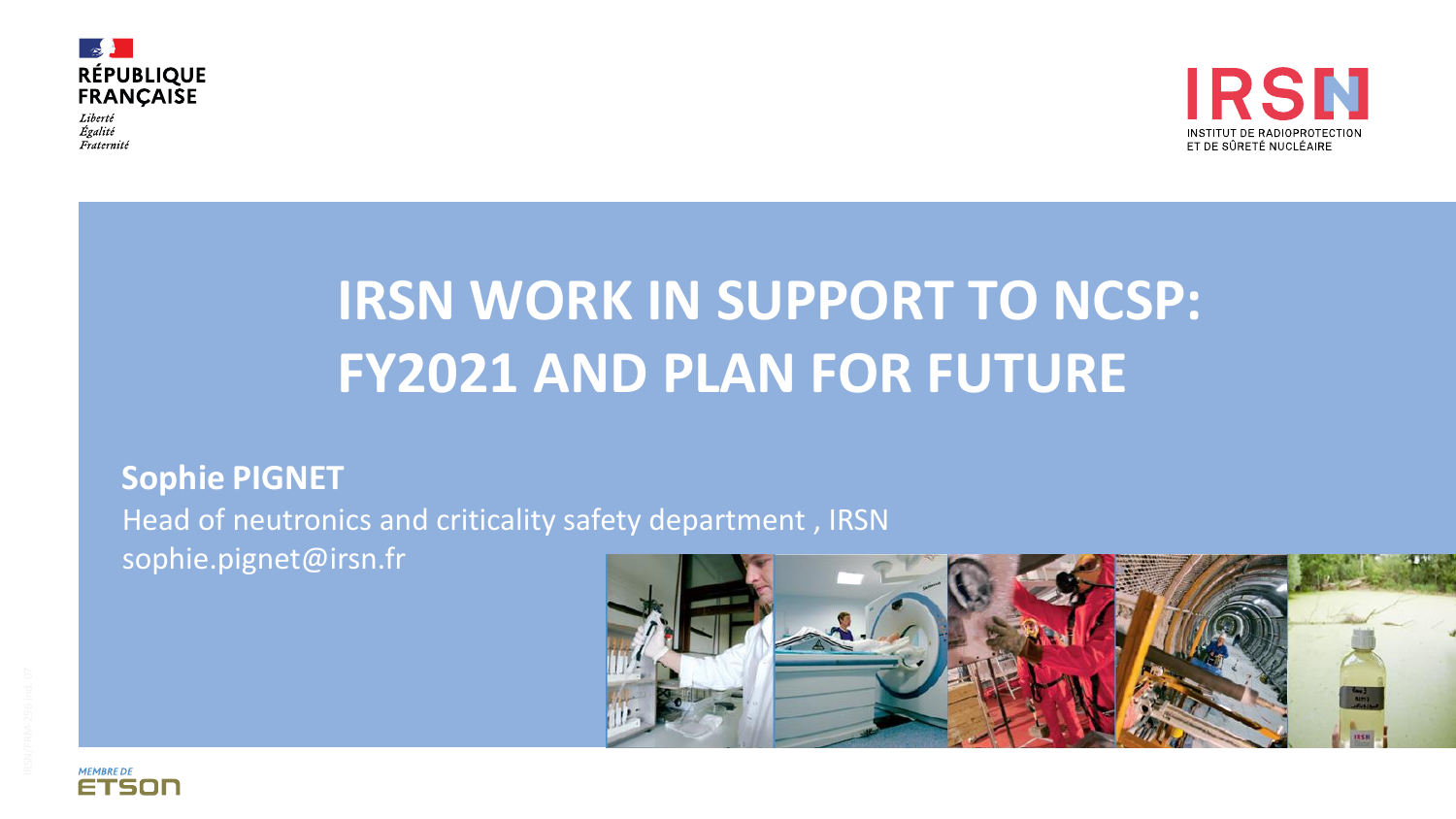RÉPUBLIQUE FRANÇAISE

*Liberté*
*Égalité*
*Fraternité*

IRSN
INSTITUT DE RADIOPROTECTION ET DE SÛRETÉ NUCLÉAIRE

# IRSN WORK IN SUPPORT TO NCSP: FY2021 AND PLAN FOR FUTURE

**Sophie PIGNET**

Head of neutronics and criticality safety department , IRSN

sophie.pignet@irsn.fr

MEMBRE DE ETSON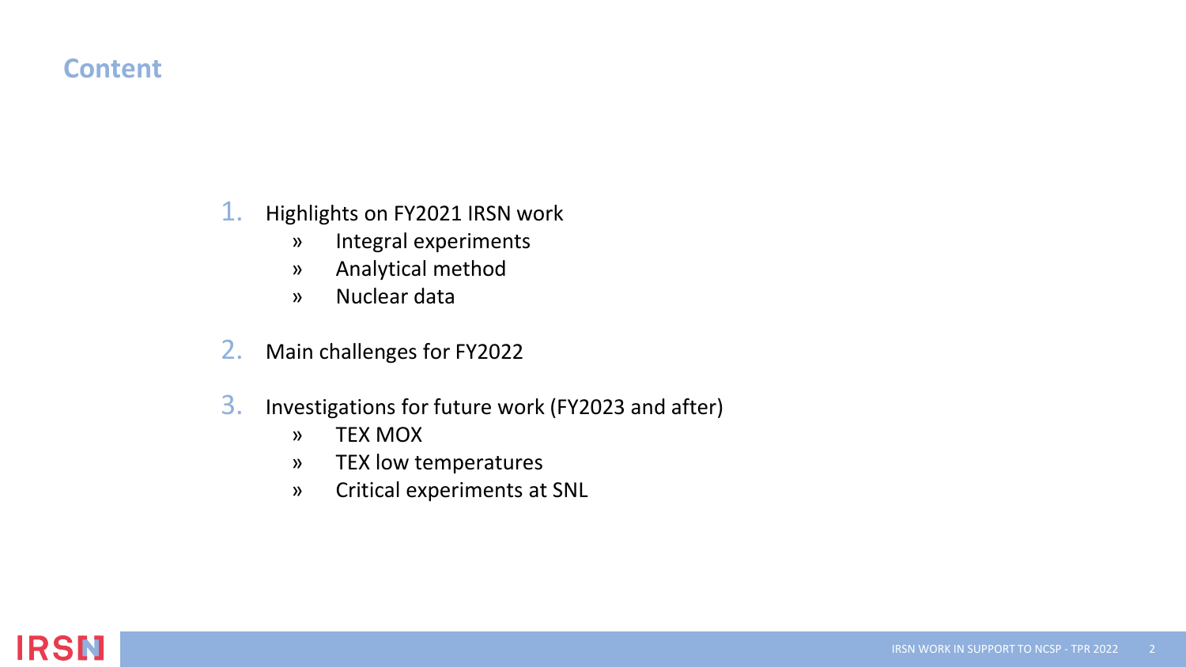## Content

1. Highlights on FY2021 IRSN work
   - Integral experiments
   - Analytical method
   - Nuclear data

2. Main challenges for FY2022

3. Investigations for future work (FY2023 and after)
   - TEX MOX
   - TEX low temperatures
   - Critical experiments at SNL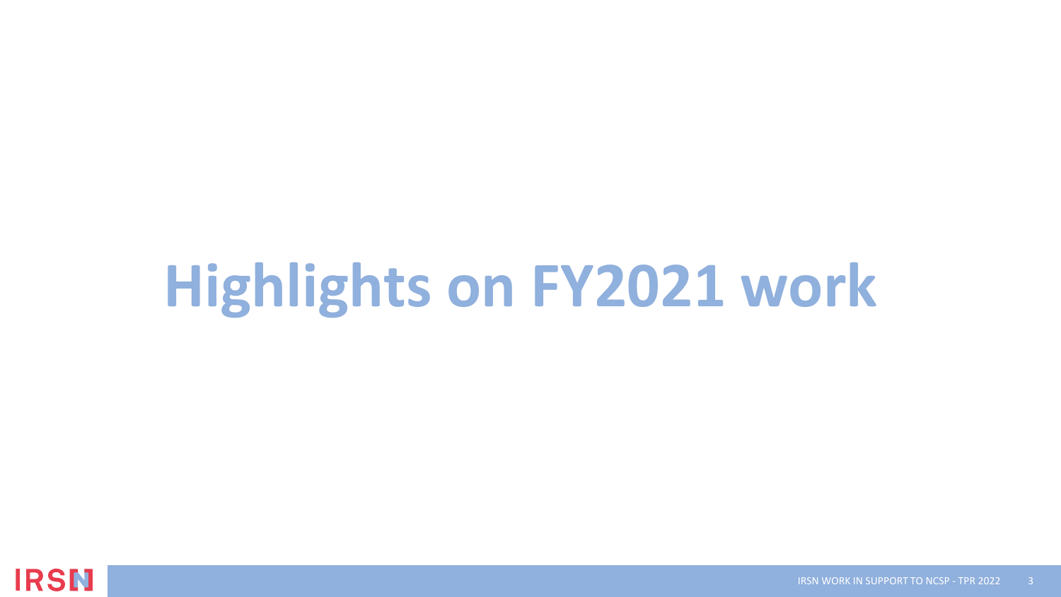# Highlights on FY2021 work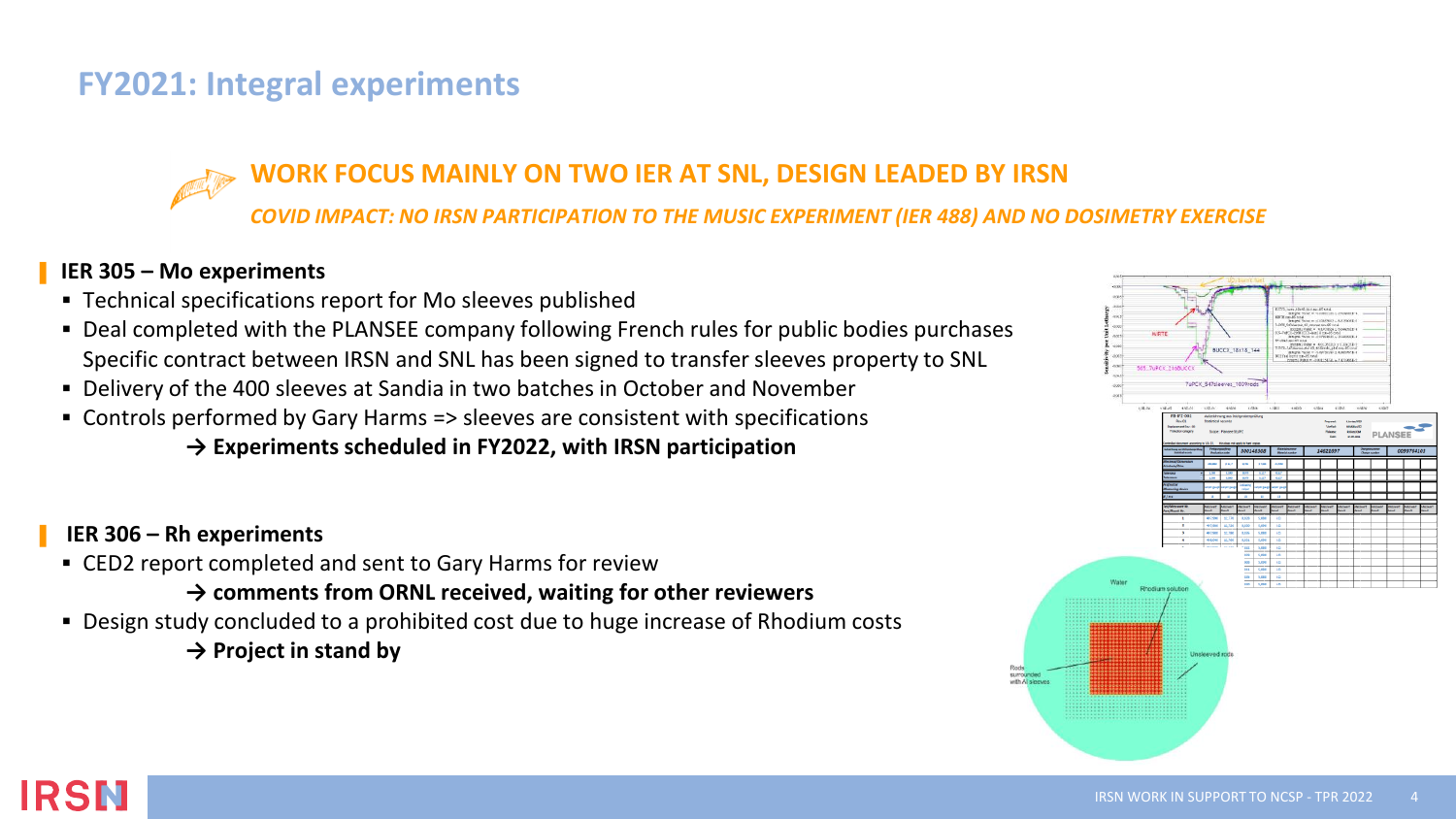# FY2021: Integral experiments

## WORK FOCUS MAINLY ON TWO IER AT SNL, DESIGN LEADED BY IRSN

*COVID IMPACT: NO IRSN PARTICIPATION TO THE MUSIC EXPERIMENT (IER 488) AND NO DOSIMETRY EXERCISE*

### IER 305 – Mo experiments

- Technical specifications report for Mo sleeves published
- Deal completed with the PLANSEE company following French rules for public bodies purchases
  Specific contract between IRSN and SNL has been signed to transfer sleeves property to SNL
- Delivery of the 400 sleeves at Sandia in two batches in October and November
- Controls performed by Gary Harms => sleeves are consistent with specifications

  **→ Experiments scheduled in FY2022, with IRSN participation**

### IER 306 – Rh experiments

- CED2 report completed and sent to Gary Harms for review

  **→ comments from ORNL received, waiting for other reviewers**
- Design study concluded to a prohibited cost due to huge increase of Rhodium costs

  **→ Project in stand by**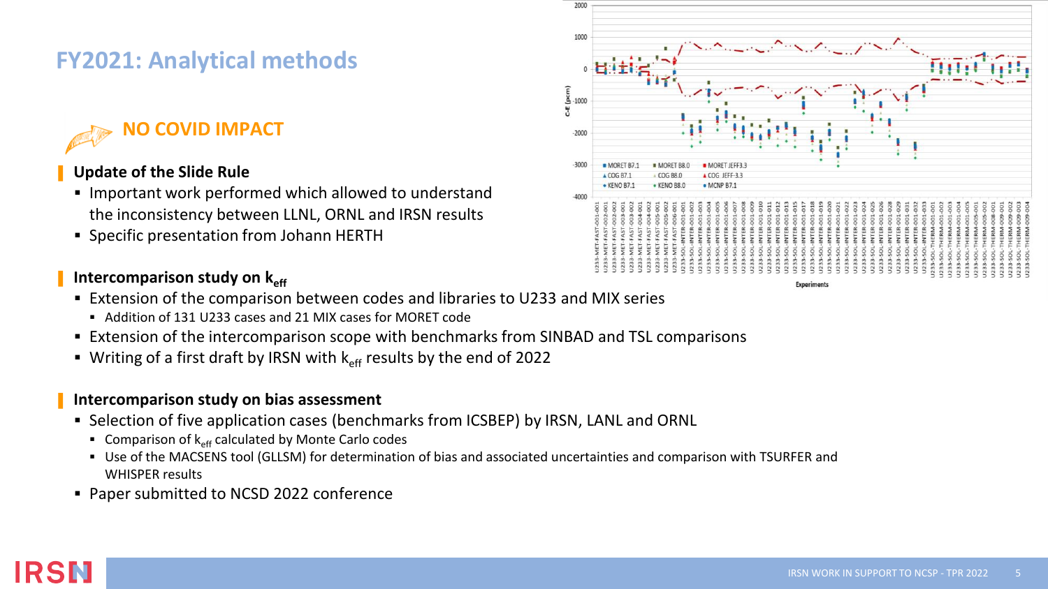# FY2021: Analytical methods

**NO COVID IMPACT**

## Update of the Slide Rule

- Important work performed which allowed to understand the inconsistency between LLNL, ORNL and IRSN results
- Specific presentation from Johann HERTH

## Intercomparison study on $k_{eff}$

- Extension of the comparison between codes and libraries to U233 and MIX series
  - Addition of 131 U233 cases and 21 MIX cases for MORET code
- Extension of the intercomparison scope with benchmarks from SINBAD and TSL comparisons
- Writing of a first draft by IRSN with $k_{eff}$ results by the end of 2022

## Intercomparison study on bias assessment

- Selection of five application cases (benchmarks from ICSBEP) by IRSN, LANL and ORNL
  - Comparison of $k_{eff}$ calculated by Monte Carlo codes
  - Use of the MACSENS tool (GLLSM) for determination of bias and associated uncertainties and comparison with TSURFER and WHISPER results
- Paper submitted to NCSD 2022 conference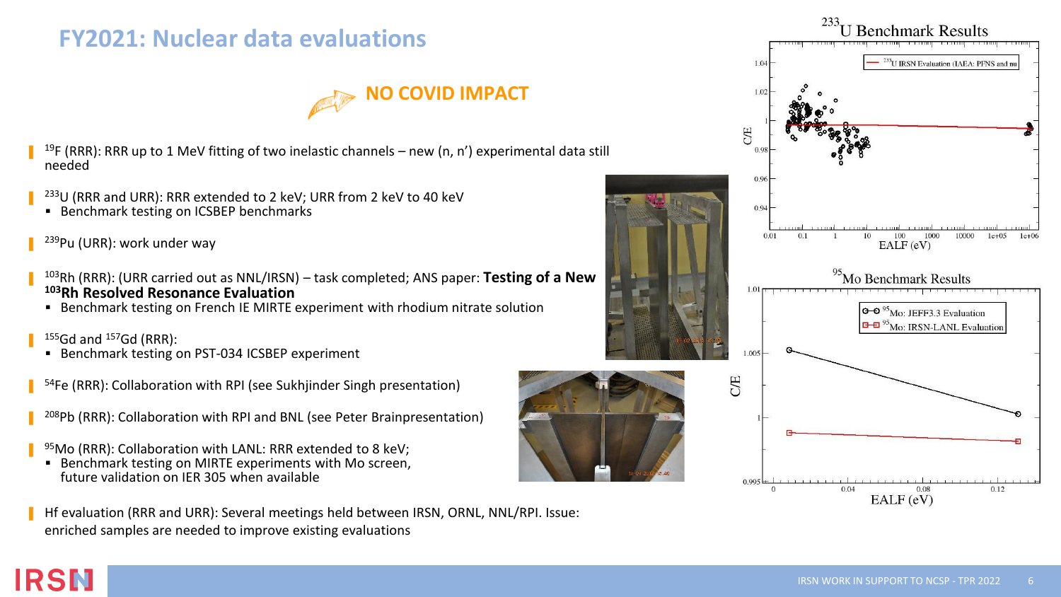# FY2021: Nuclear data evaluations

**NO COVID IMPACT**

- $^{19}$F (RRR): RRR up to 1 MeV fitting of two inelastic channels – new (n, n') experimental data still needed
- $^{233}$U (RRR and URR): RRR extended to 2 keV; URR from 2 keV to 40 keV
  - Benchmark testing on ICSBEP benchmarks
- $^{239}$Pu (URR): work under way
- $^{103}$Rh (RRR): (URR carried out as NNL/IRSN) – task completed; ANS paper: **Testing of a New $^{103}$Rh Resolved Resonance Evaluation**
  - Benchmark testing on French IE MIRTE experiment with rhodium nitrate solution
- $^{155}$Gd and $^{157}$Gd (RRR):
  - Benchmark testing on PST-034 ICSBEP experiment
- $^{54}$Fe (RRR): Collaboration with RPI (see Sukhjinder Singh presentation)
- $^{208}$Pb (RRR): Collaboration with RPI and BNL (see Peter Brainpresentation)
- $^{95}$Mo (RRR): Collaboration with LANL: RRR extended to 8 keV;
  - Benchmark testing on MIRTE experiments with Mo screen, future validation on IER 305 when available
- Hf evaluation (RRR and URR): Several meetings held between IRSN, ORNL, NNL/RPI. Issue: enriched samples are needed to improve existing evaluations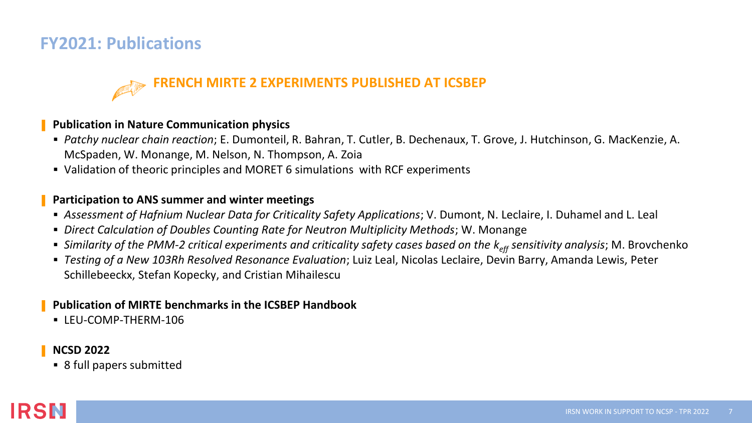# FY2021: Publications

## FRENCH MIRTE 2 EXPERIMENTS PUBLISHED AT ICSBEP

**Publication in Nature Communication physics**

- *Patchy nuclear chain reaction*; E. Dumonteil, R. Bahran, T. Cutler, B. Dechenaux, T. Grove, J. Hutchinson, G. MacKenzie, A. McSpaden, W. Monange, M. Nelson, N. Thompson, A. Zoia
- Validation of theoric principles and MORET 6 simulations with RCF experiments

**Participation to ANS summer and winter meetings**

- *Assessment of Hafnium Nuclear Data for Criticality Safety Applications*; V. Dumont, N. Leclaire, I. Duhamel and L. Leal
- *Direct Calculation of Doubles Counting Rate for Neutron Multiplicity Methods*; W. Monange
- *Similarity of the PMM-2 critical experiments and criticality safety cases based on the $k_{eff}$ sensitivity analysis*; M. Brovchenko
- *Testing of a New 103Rh Resolved Resonance Evaluation*; Luiz Leal, Nicolas Leclaire, Devin Barry, Amanda Lewis, Peter Schillebeeckx, Stefan Kopecky, and Cristian Mihailescu

**Publication of MIRTE benchmarks in the ICSBEP Handbook**

- LEU-COMP-THERM-106

**NCSD 2022**

- 8 full papers submitted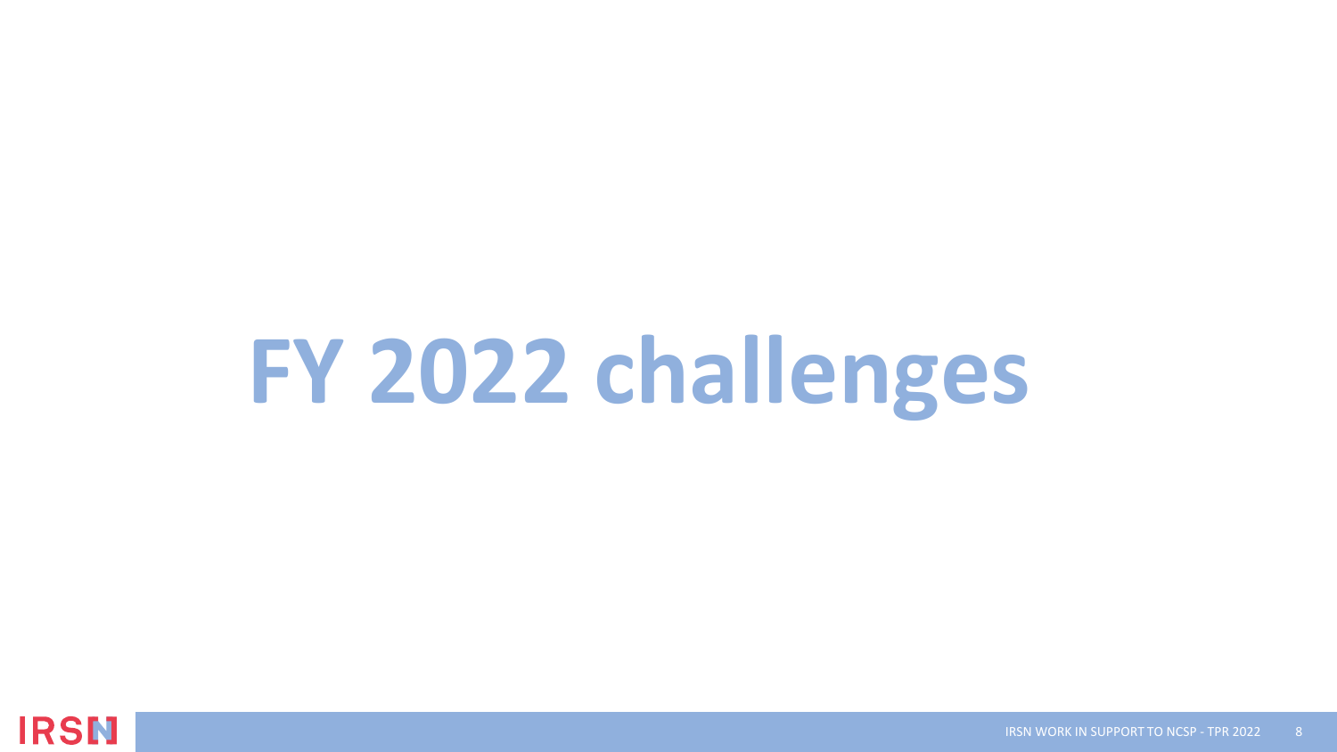# FY 2022 challenges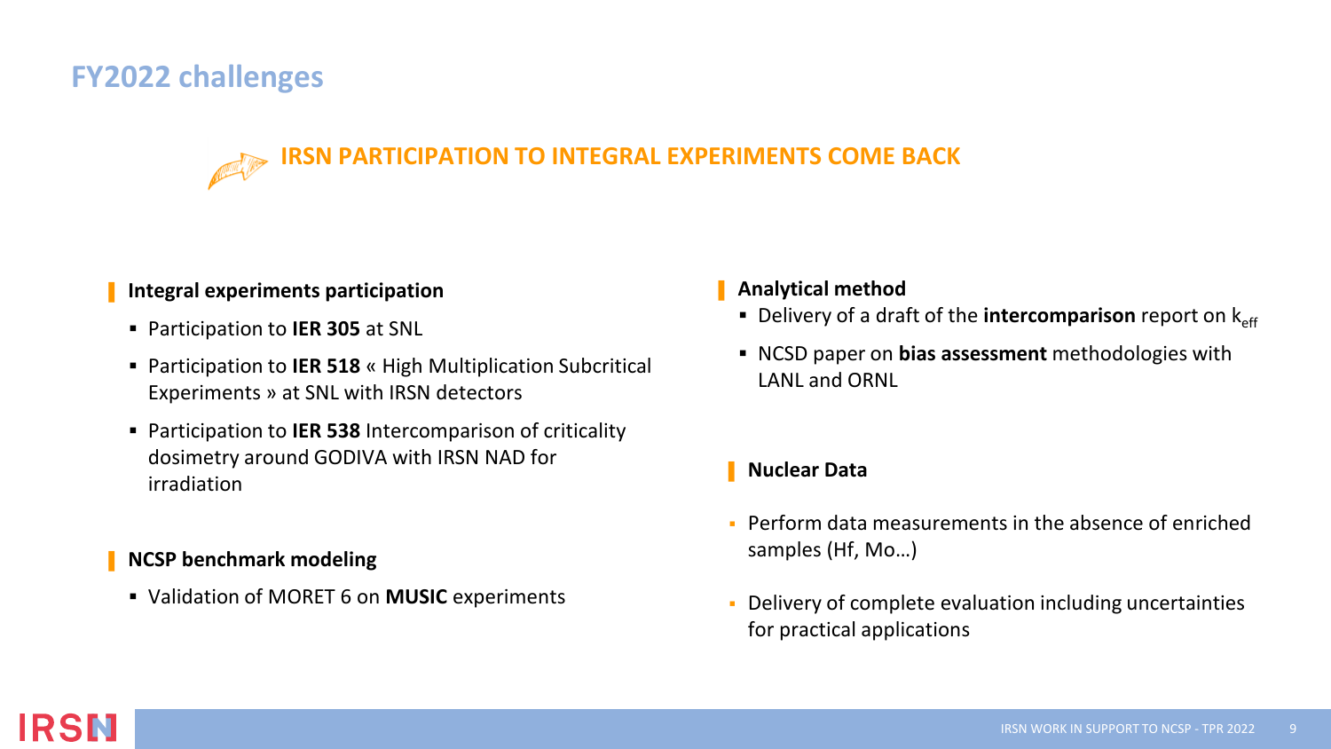# FY2022 challenges

## IRSN PARTICIPATION TO INTEGRAL EXPERIMENTS COME BACK

### Integral experiments participation

- Participation to **IER 305** at SNL
- Participation to **IER 518** « High Multiplication Subcritical Experiments » at SNL with IRSN detectors
- Participation to **IER 538** Intercomparison of criticality dosimetry around GODIVA with IRSN NAD for irradiation

### NCSP benchmark modeling

- Validation of MORET 6 on **MUSIC** experiments

### Analytical method

- Delivery of a draft of the **intercomparison** report on $k_{eff}$
- NCSD paper on **bias assessment** methodologies with LANL and ORNL

### Nuclear Data

- Perform data measurements in the absence of enriched samples (Hf, Mo…)
- Delivery of complete evaluation including uncertainties for practical applications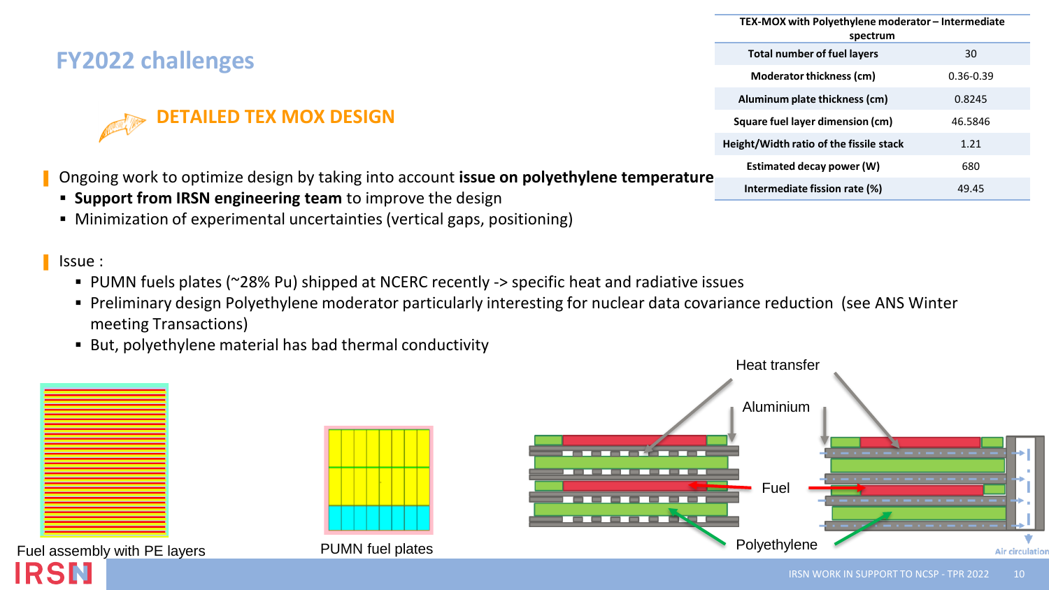## FY2022 challenges

### DETAILED TEX MOX DESIGN

| TEX-MOX with Polyethylene moderator – Intermediate spectrum | |
|---|---|
| Total number of fuel layers | 30 |
| Moderator thickness (cm) | 0.36-0.39 |
| Aluminum plate thickness (cm) | 0.8245 |
| Square fuel layer dimension (cm) | 46.5846 |
| Height/Width ratio of the fissile stack | 1.21 |
| Estimated decay power (W) | 680 |
| Intermediate fission rate (%) | 49.45 |

- Ongoing work to optimize design by taking into account **issue on polyethylene temperature**
  - **Support from IRSN engineering team** to improve the design
  - Minimization of experimental uncertainties (vertical gaps, positioning)

- Issue :
  - PUMN fuels plates (~28% Pu) shipped at NCERC recently -> specific heat and radiative issues
  - Preliminary design Polyethylene moderator particularly interesting for nuclear data covariance reduction (see ANS Winter meeting Transactions)
  - But, polyethylene material has bad thermal conductivity

Fuel assembly with PE layers

PUMN fuel plates

Heat transfer

Aluminium

Fuel

Polyethylene

Air circulation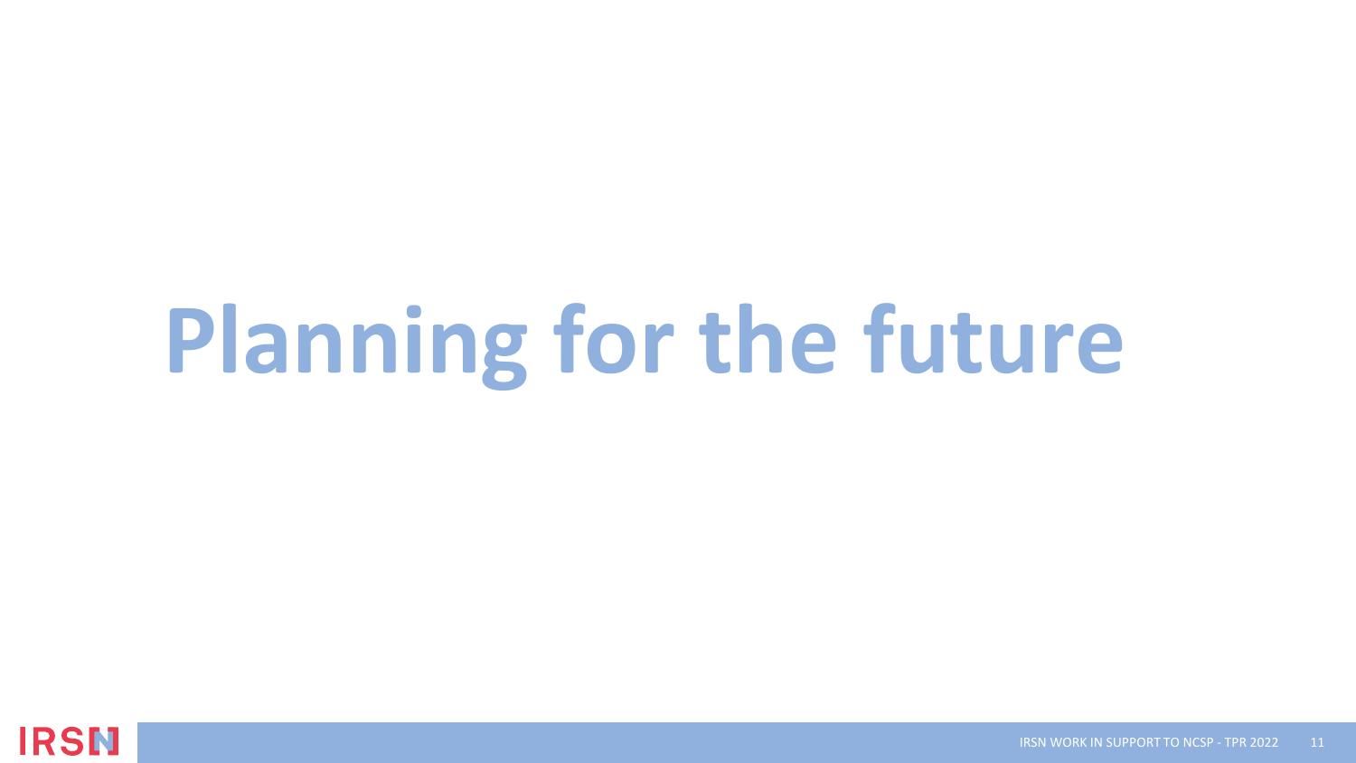# Planning for the future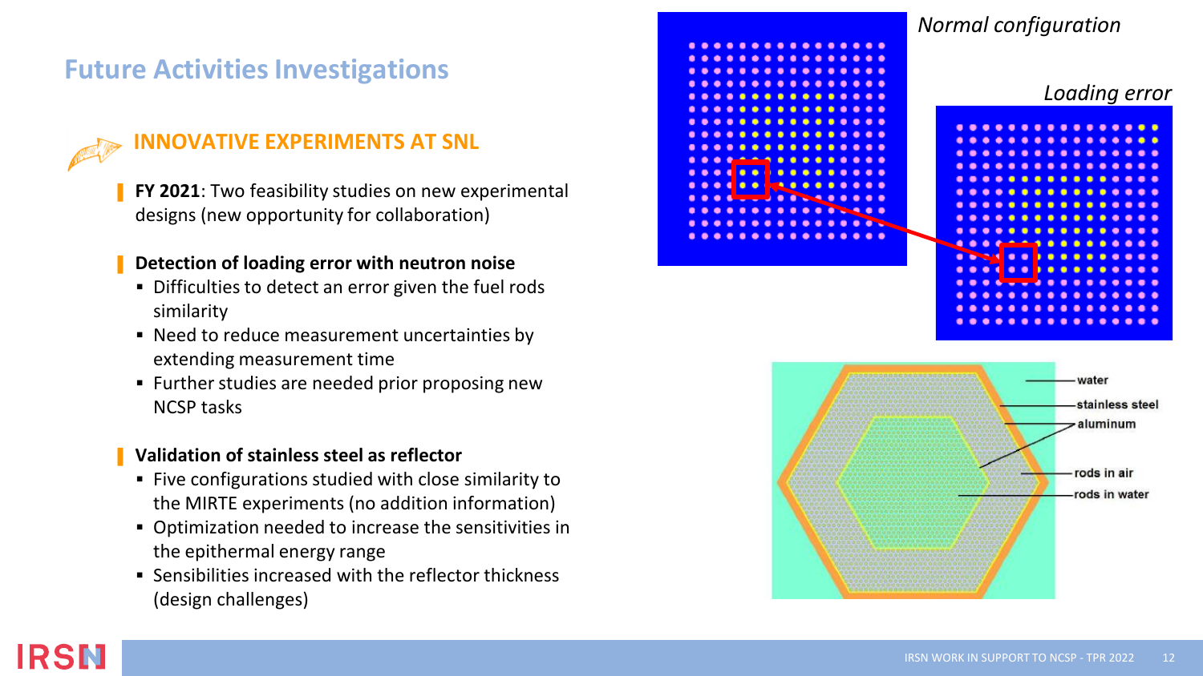## Future Activities Investigations

### INNOVATIVE EXPERIMENTS AT SNL

- **FY 2021**: Two feasibility studies on new experimental designs (new opportunity for collaboration)

- **Detection of loading error with neutron noise**
  - Difficulties to detect an error given the fuel rods similarity
  - Need to reduce measurement uncertainties by extending measurement time
  - Further studies are needed prior proposing new NCSP tasks

- **Validation of stainless steel as reflector**
  - Five configurations studied with close similarity to the MIRTE experiments (no addition information)
  - Optimization needed to increase the sensitivities in the epithermal energy range
  - Sensibilities increased with the reflector thickness (design challenges)

*Normal configuration*

*Loading error*

water

stainless steel

aluminum

rods in air

rods in water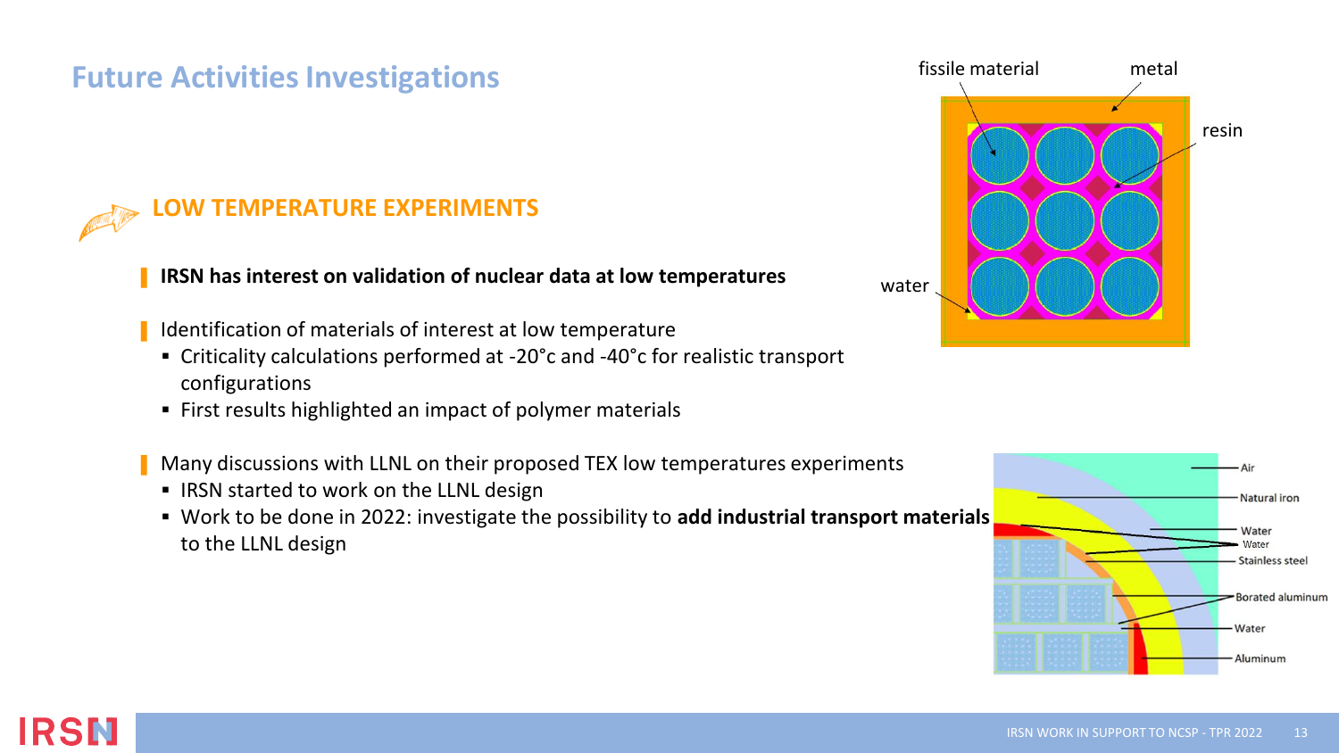## Future Activities Investigations

### LOW TEMPERATURE EXPERIMENTS

- **IRSN has interest on validation of nuclear data at low temperatures**

- Identification of materials of interest at low temperature
  - Criticality calculations performed at -20°c and -40°c for realistic transport configurations
  - First results highlighted an impact of polymer materials

- Many discussions with LLNL on their proposed TEX low temperatures experiments
  - IRSN started to work on the LLNL design
  - Work to be done in 2022: investigate the possibility to **add industrial transport materials** to the LLNL design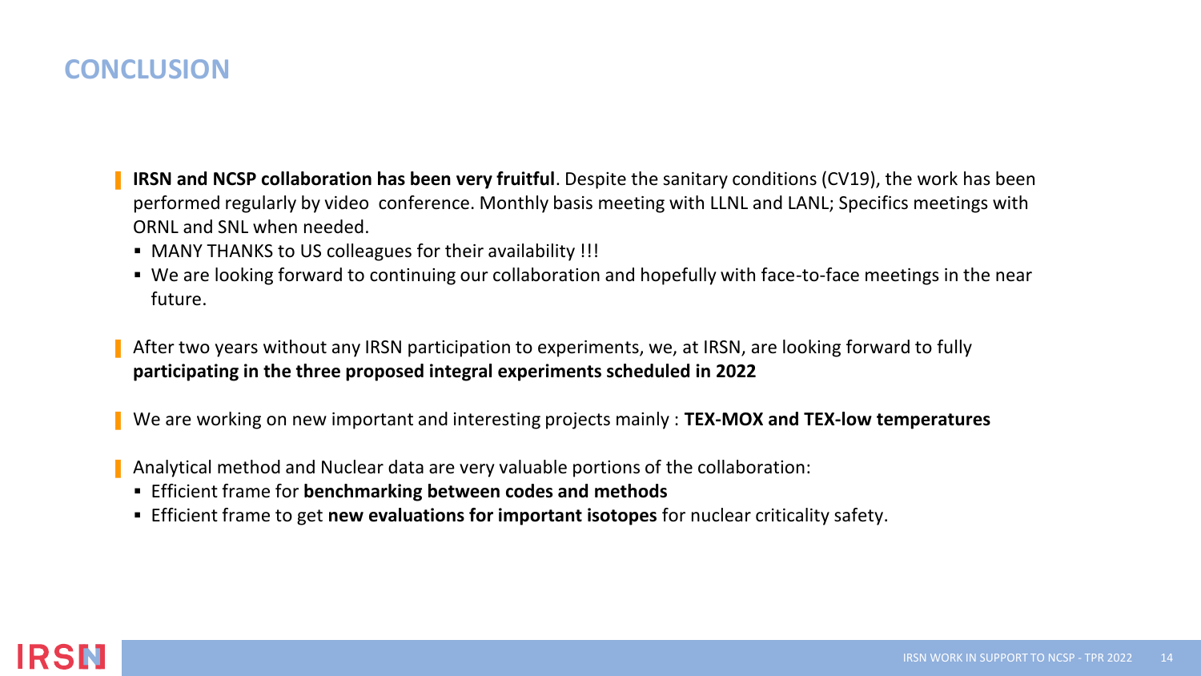# CONCLUSION

- **IRSN and NCSP collaboration has been very fruitful**. Despite the sanitary conditions (CV19), the work has been performed regularly by video conference. Monthly basis meeting with LLNL and LANL; Specifics meetings with ORNL and SNL when needed.
  - MANY THANKS to US colleagues for their availability !!!
  - We are looking forward to continuing our collaboration and hopefully with face-to-face meetings in the near future.

- After two years without any IRSN participation to experiments, we, at IRSN, are looking forward to fully **participating in the three proposed integral experiments scheduled in 2022**

- We are working on new important and interesting projects mainly : **TEX-MOX and TEX-low temperatures**

- Analytical method and Nuclear data are very valuable portions of the collaboration:
  - Efficient frame for **benchmarking between codes and methods**
  - Efficient frame to get **new evaluations for important isotopes** for nuclear criticality safety.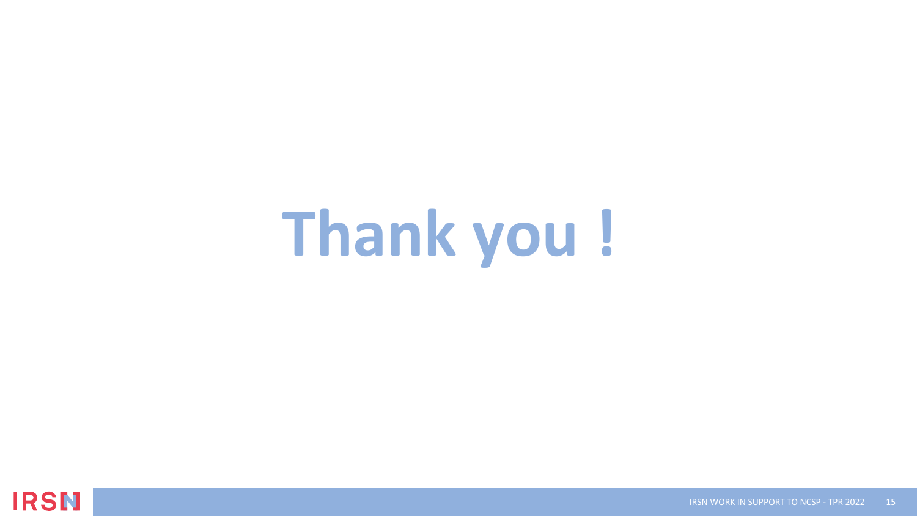# Thank you !